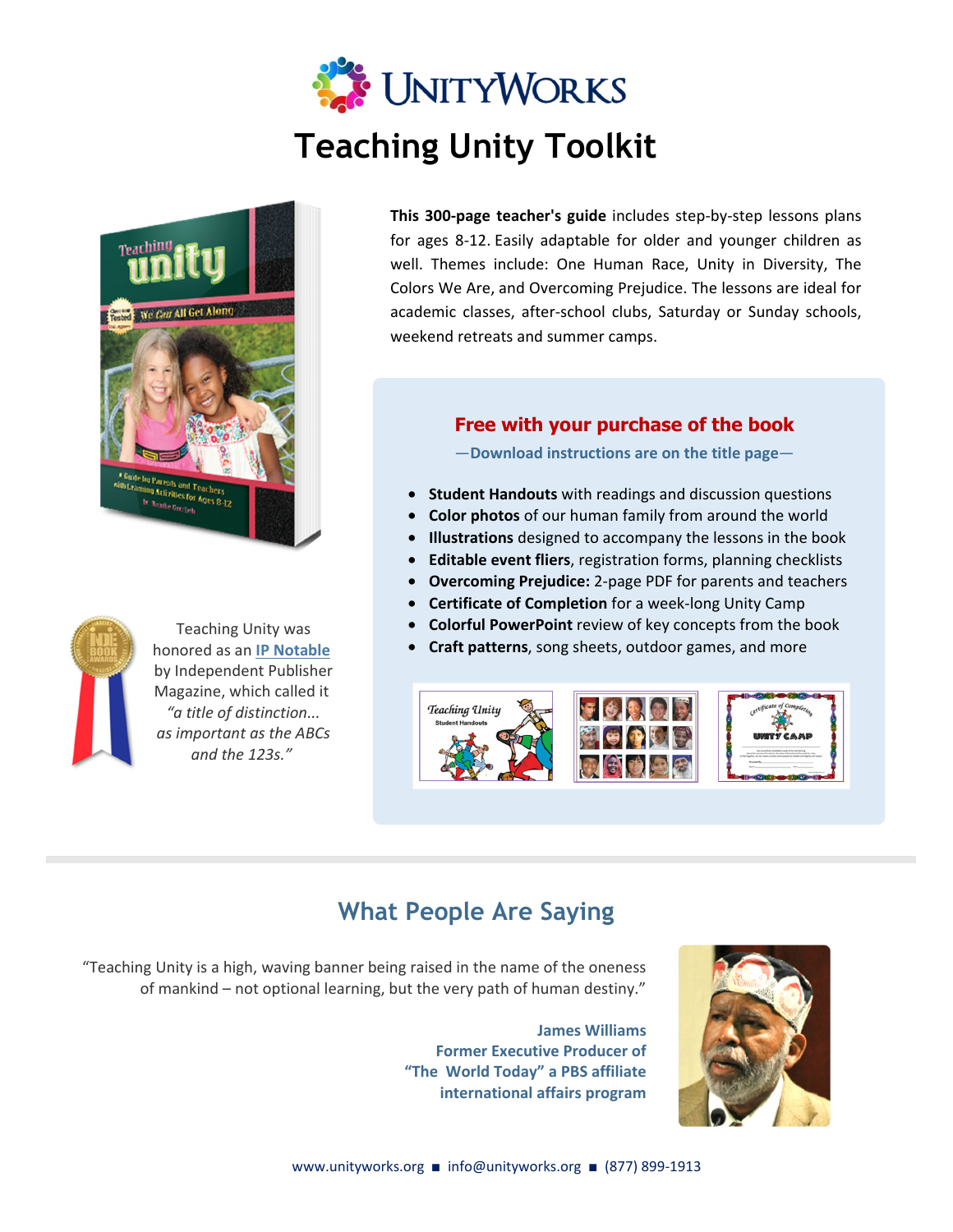# UnityWorks

# Teaching Unity Toolkit

**This 300-page teacher's guide** includes step-by-step lessons plans for ages 8-12. Easily adaptable for older and younger children as well. Themes include: One Human Race, Unity in Diversity, The Colors We Are, and Overcoming Prejudice. The lessons are ideal for academic classes, after-school clubs, Saturday or Sunday schools, weekend retreats and summer camps.

Teaching Unity was honored as an **IP Notable** by Independent Publisher Magazine, which called it *"a title of distinction... as important as the ABCs and the 123s."*

## Free with your purchase of the book

**—Download instructions are on the title page—**

- **Student Handouts** with readings and discussion questions
- **Color photos** of our human family from around the world
- **Illustrations** designed to accompany the lessons in the book
- **Editable event fliers**, registration forms, planning checklists
- **Overcoming Prejudice:** 2-page PDF for parents and teachers
- **Certificate of Completion** for a week-long Unity Camp
- **Colorful PowerPoint** review of key concepts from the book
- **Craft patterns**, song sheets, outdoor games, and more

## What People Are Saying

"Teaching Unity is a high, waving banner being raised in the name of the oneness of mankind – not optional learning, but the very path of human destiny."

**James Williams**
**Former Executive Producer of**
**"The World Today" a PBS affiliate**
**international affairs program**

www.unityworks.org ■ info@unityworks.org ■ (877) 899-1913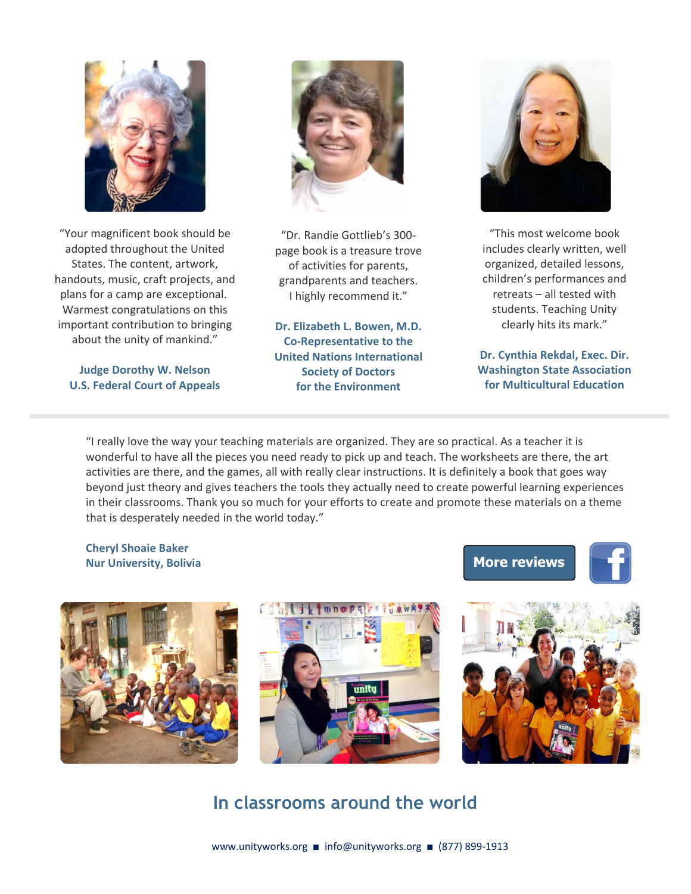"Your magnificent book should be adopted throughout the United States. The content, artwork, handouts, music, craft projects, and plans for a camp are exceptional. Warmest congratulations on this important contribution to bringing about the unity of mankind."

**Judge Dorothy W. Nelson**
**U.S. Federal Court of Appeals**

"Dr. Randie Gottlieb's 300-page book is a treasure trove of activities for parents, grandparents and teachers. I highly recommend it."

**Dr. Elizabeth L. Bowen, M.D.**
**Co-Representative to the United Nations International Society of Doctors for the Environment**

"This most welcome book includes clearly written, well organized, detailed lessons, children's performances and retreats – all tested with students. Teaching Unity clearly hits its mark."

**Dr. Cynthia Rekdal, Exec. Dir.**
**Washington State Association for Multicultural Education**

---

"I really love the way your teaching materials are organized. They are so practical. As a teacher it is wonderful to have all the pieces you need ready to pick up and teach. The worksheets are there, the art activities are there, and the games, all with really clear instructions. It is definitely a book that goes way beyond just theory and gives teachers the tools they actually need to create powerful learning experiences in their classrooms. Thank you so much for your efforts to create and promote these materials on a theme that is desperately needed in the world today."

**Cheryl Shoaie Baker**
**Nur University, Bolivia**

More reviews

## In classrooms around the world

www.unityworks.org ■ info@unityworks.org ■ (877) 899-1913